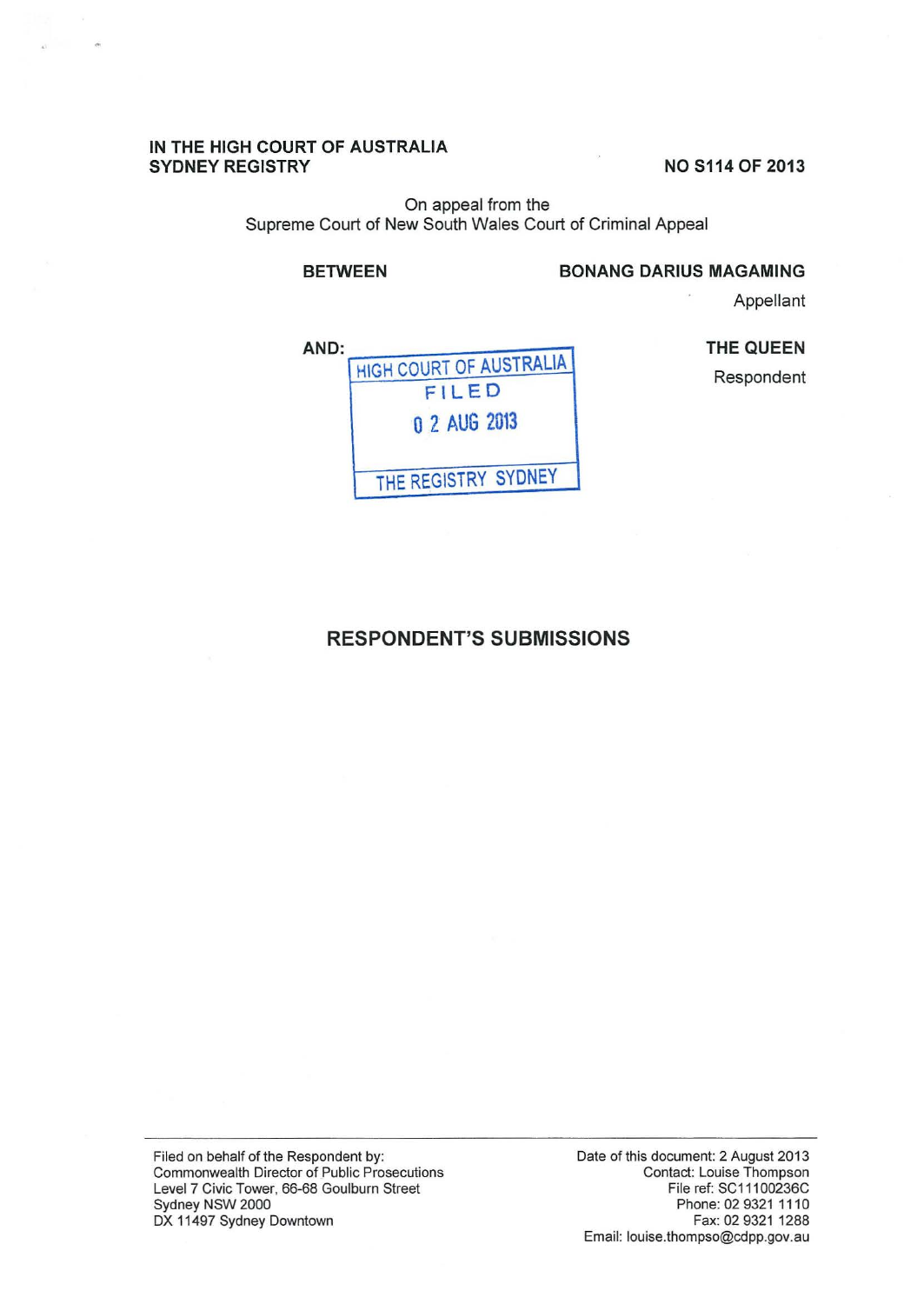**IN THE HIGH COURT OF AUSTRALIA**
**SYDNEY REGISTRY**

**NO S114 OF 2013**

On appeal from the
Supreme Court of New South Wales Court of Criminal Appeal

**BETWEEN** **BONANG DARIUS MAGAMING**

Appellant

**AND:** **THE QUEEN**

Respondent

HIGH COURT OF AUSTRALIA
FILED
02 AUG 2013
THE REGISTRY SYDNEY

## RESPONDENT'S SUBMISSIONS

Filed on behalf of the Respondent by:
Commonwealth Director of Public Prosecutions
Level 7 Civic Tower, 66-68 Goulburn Street
Sydney NSW 2000
DX 11497 Sydney Downtown

Date of this document: 2 August 2013
Contact: Louise Thompson
File ref: SC11100236C
Phone: 02 9321 1110
Fax: 02 9321 1288
Email: louise.thompso@cdpp.gov.au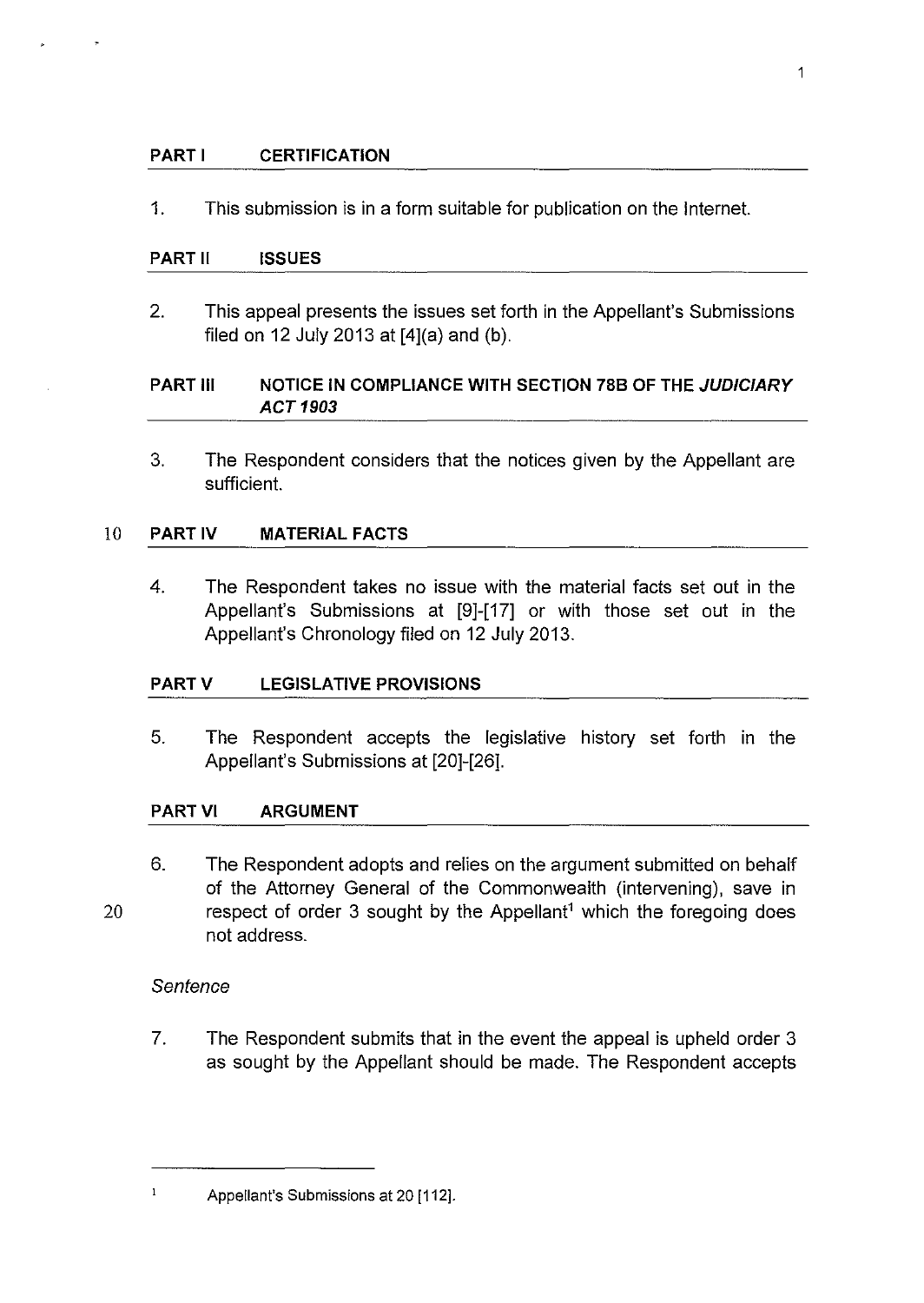## PART I CERTIFICATION

1. This submission is in a form suitable for publication on the Internet.

## PART II ISSUES

2. This appeal presents the issues set forth in the Appellant's Submissions filed on 12 July 2013 at [4](a) and (b).

## PART III NOTICE IN COMPLIANCE WITH SECTION 78B OF THE *JUDICIARY ACT 1903*

3. The Respondent considers that the notices given by the Appellant are sufficient.

## PART IV MATERIAL FACTS

4. The Respondent takes no issue with the material facts set out in the Appellant's Submissions at [9]-[17] or with those set out in the Appellant's Chronology filed on 12 July 2013.

## PART V LEGISLATIVE PROVISIONS

5. The Respondent accepts the legislative history set forth in the Appellant's Submissions at [20]-[26].

## PART VI ARGUMENT

6. The Respondent adopts and relies on the argument submitted on behalf of the Attorney General of the Commonwealth (intervening), save in respect of order 3 sought by the Appellant[1] which the foregoing does not address.

*Sentence*

7. The Respondent submits that in the event the appeal is upheld order 3 as sought by the Appellant should be made. The Respondent accepts

---

[1] Appellant's Submissions at 20 [112].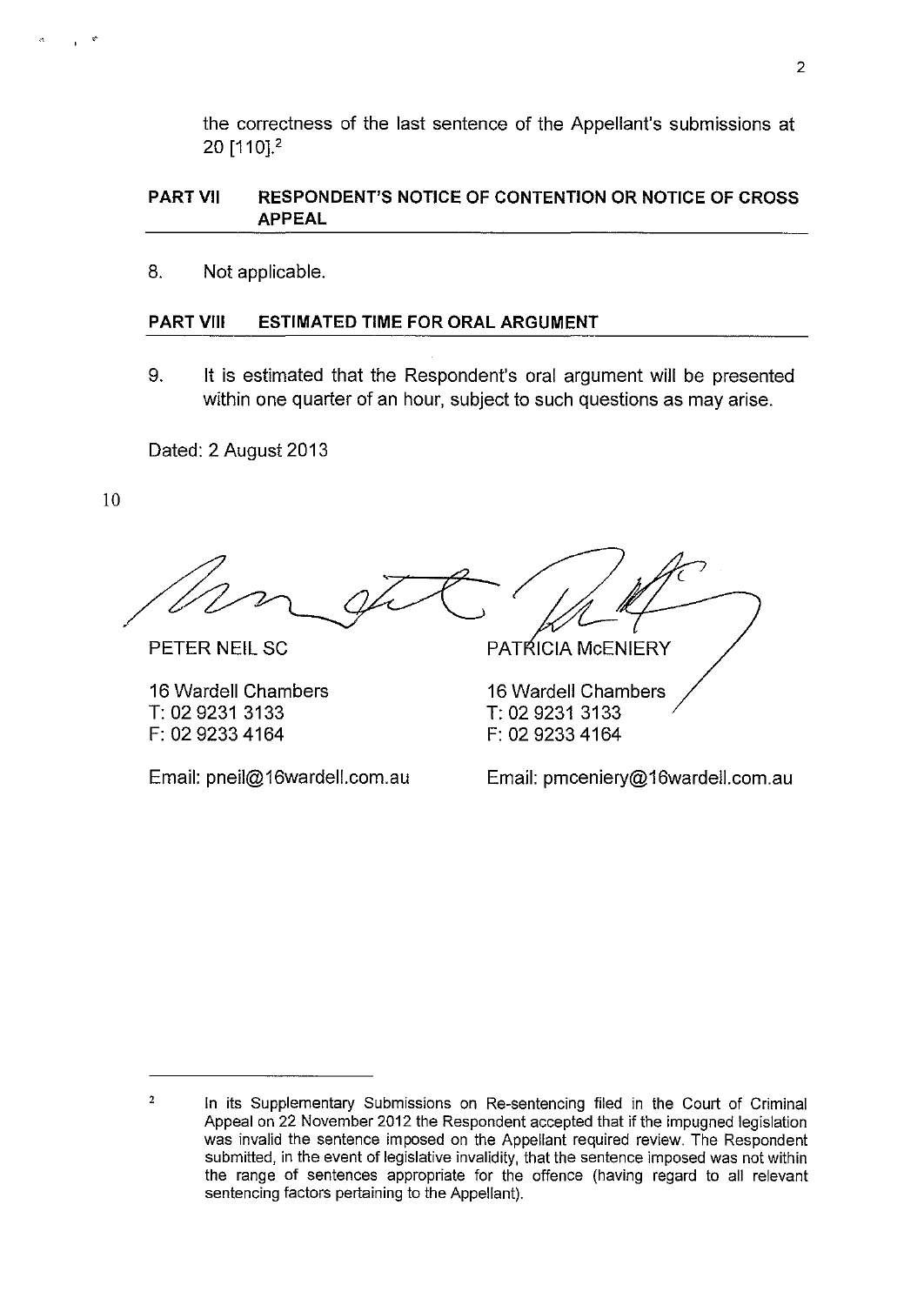the correctness of the last sentence of the Appellant's submissions at 20 [110].[2]

## PART VII RESPONDENT'S NOTICE OF CONTENTION OR NOTICE OF CROSS APPEAL

8. Not applicable.

## PART VIII ESTIMATED TIME FOR ORAL ARGUMENT

9. It is estimated that the Respondent's oral argument will be presented within one quarter of an hour, subject to such questions as may arise.

Dated: 2 August 2013

| | |
|---|---|
| PETER NEIL SC | PATRICIA McENIERY |
| 16 Wardell Chambers | 16 Wardell Chambers |
| T: 02 9231 3133 | T: 02 9231 3133 |
| F: 02 9233 4164 | F: 02 9233 4164 |
| Email: pneil@16wardell.com.au | Email: pmceniery@16wardell.com.au |

---

[2] In its Supplementary Submissions on Re-sentencing filed in the Court of Criminal Appeal on 22 November 2012 the Respondent accepted that if the impugned legislation was invalid the sentence imposed on the Appellant required review. The Respondent submitted, in the event of legislative invalidity, that the sentence imposed was not within the range of sentences appropriate for the offence (having regard to all relevant sentencing factors pertaining to the Appellant).